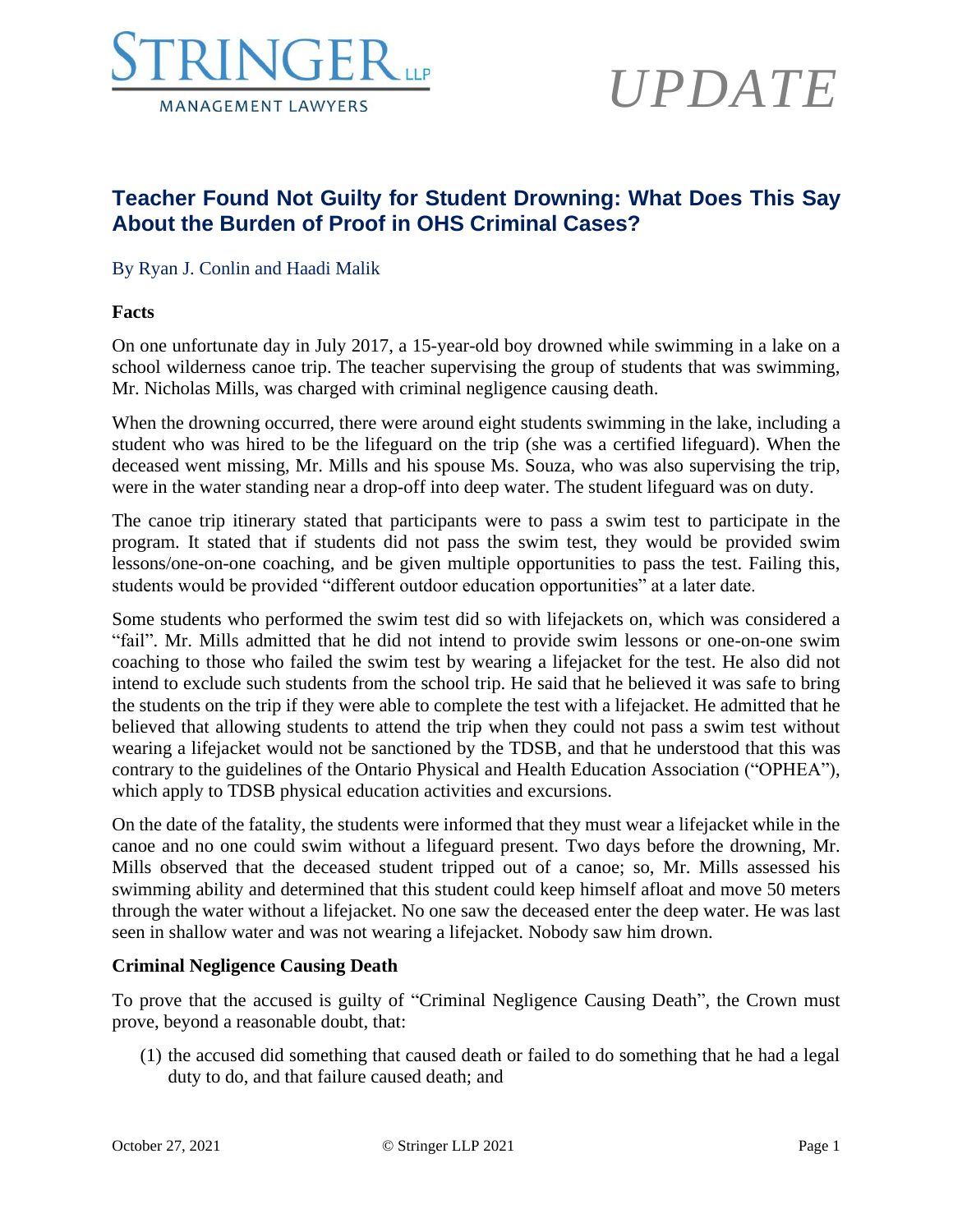STRINGER LLP

MANAGEMENT LAWYERS

*UPDATE*

## Teacher Found Not Guilty for Student Drowning: What Does This Say About the Burden of Proof in OHS Criminal Cases?

By Ryan J. Conlin and Haadi Malik

### Facts

On one unfortunate day in July 2017, a 15-year-old boy drowned while swimming in a lake on a school wilderness canoe trip. The teacher supervising the group of students that was swimming, Mr. Nicholas Mills, was charged with criminal negligence causing death.

When the drowning occurred, there were around eight students swimming in the lake, including a student who was hired to be the lifeguard on the trip (she was a certified lifeguard). When the deceased went missing, Mr. Mills and his spouse Ms. Souza, who was also supervising the trip, were in the water standing near a drop-off into deep water. The student lifeguard was on duty.

The canoe trip itinerary stated that participants were to pass a swim test to participate in the program. It stated that if students did not pass the swim test, they would be provided swim lessons/one-on-one coaching, and be given multiple opportunities to pass the test. Failing this, students would be provided "different outdoor education opportunities" at a later date.

Some students who performed the swim test did so with lifejackets on, which was considered a "fail". Mr. Mills admitted that he did not intend to provide swim lessons or one-on-one swim coaching to those who failed the swim test by wearing a lifejacket for the test. He also did not intend to exclude such students from the school trip. He said that he believed it was safe to bring the students on the trip if they were able to complete the test with a lifejacket. He admitted that he believed that allowing students to attend the trip when they could not pass a swim test without wearing a lifejacket would not be sanctioned by the TDSB, and that he understood that this was contrary to the guidelines of the Ontario Physical and Health Education Association ("OPHEA"), which apply to TDSB physical education activities and excursions.

On the date of the fatality, the students were informed that they must wear a lifejacket while in the canoe and no one could swim without a lifeguard present. Two days before the drowning, Mr. Mills observed that the deceased student tripped out of a canoe; so, Mr. Mills assessed his swimming ability and determined that this student could keep himself afloat and move 50 meters through the water without a lifejacket. No one saw the deceased enter the deep water. He was last seen in shallow water and was not wearing a lifejacket. Nobody saw him drown.

### Criminal Negligence Causing Death

To prove that the accused is guilty of "Criminal Negligence Causing Death", the Crown must prove, beyond a reasonable doubt, that:

(1) the accused did something that caused death or failed to do something that he had a legal duty to do, and that failure caused death; and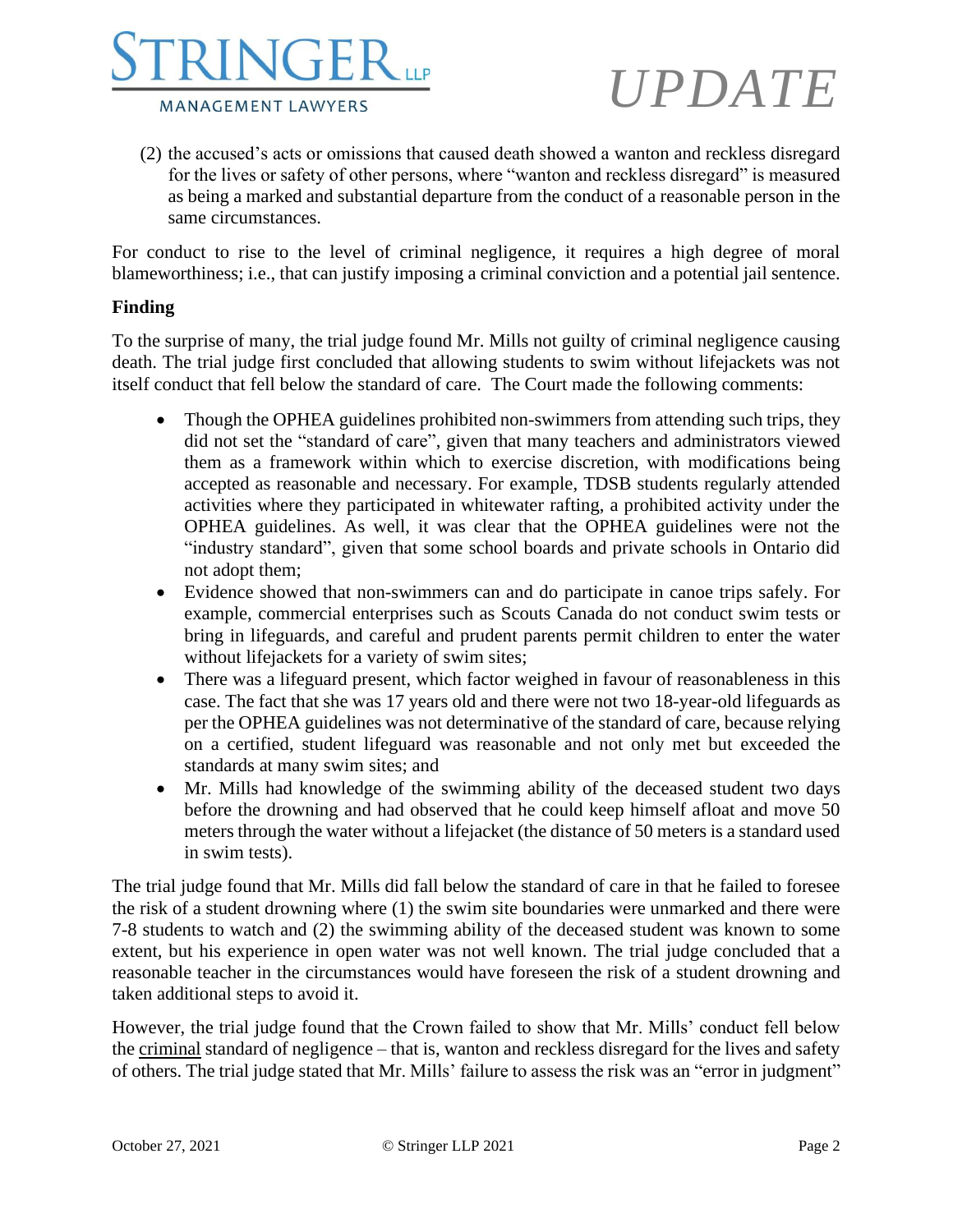(2) the accused's acts or omissions that caused death showed a wanton and reckless disregard for the lives or safety of other persons, where "wanton and reckless disregard" is measured as being a marked and substantial departure from the conduct of a reasonable person in the same circumstances.

For conduct to rise to the level of criminal negligence, it requires a high degree of moral blameworthiness; i.e., that can justify imposing a criminal conviction and a potential jail sentence.

**Finding**

To the surprise of many, the trial judge found Mr. Mills not guilty of criminal negligence causing death. The trial judge first concluded that allowing students to swim without lifejackets was not itself conduct that fell below the standard of care. The Court made the following comments:

- Though the OPHEA guidelines prohibited non-swimmers from attending such trips, they did not set the "standard of care", given that many teachers and administrators viewed them as a framework within which to exercise discretion, with modifications being accepted as reasonable and necessary. For example, TDSB students regularly attended activities where they participated in whitewater rafting, a prohibited activity under the OPHEA guidelines. As well, it was clear that the OPHEA guidelines were not the "industry standard", given that some school boards and private schools in Ontario did not adopt them;
- Evidence showed that non-swimmers can and do participate in canoe trips safely. For example, commercial enterprises such as Scouts Canada do not conduct swim tests or bring in lifeguards, and careful and prudent parents permit children to enter the water without lifejackets for a variety of swim sites;
- There was a lifeguard present, which factor weighed in favour of reasonableness in this case. The fact that she was 17 years old and there were not two 18-year-old lifeguards as per the OPHEA guidelines was not determinative of the standard of care, because relying on a certified, student lifeguard was reasonable and not only met but exceeded the standards at many swim sites; and
- Mr. Mills had knowledge of the swimming ability of the deceased student two days before the drowning and had observed that he could keep himself afloat and move 50 meters through the water without a lifejacket (the distance of 50 meters is a standard used in swim tests).

The trial judge found that Mr. Mills did fall below the standard of care in that he failed to foresee the risk of a student drowning where (1) the swim site boundaries were unmarked and there were 7-8 students to watch and (2) the swimming ability of the deceased student was known to some extent, but his experience in open water was not well known. The trial judge concluded that a reasonable teacher in the circumstances would have foreseen the risk of a student drowning and taken additional steps to avoid it.

However, the trial judge found that the Crown failed to show that Mr. Mills' conduct fell below the criminal standard of negligence – that is, wanton and reckless disregard for the lives and safety of others. The trial judge stated that Mr. Mills' failure to assess the risk was an "error in judgment"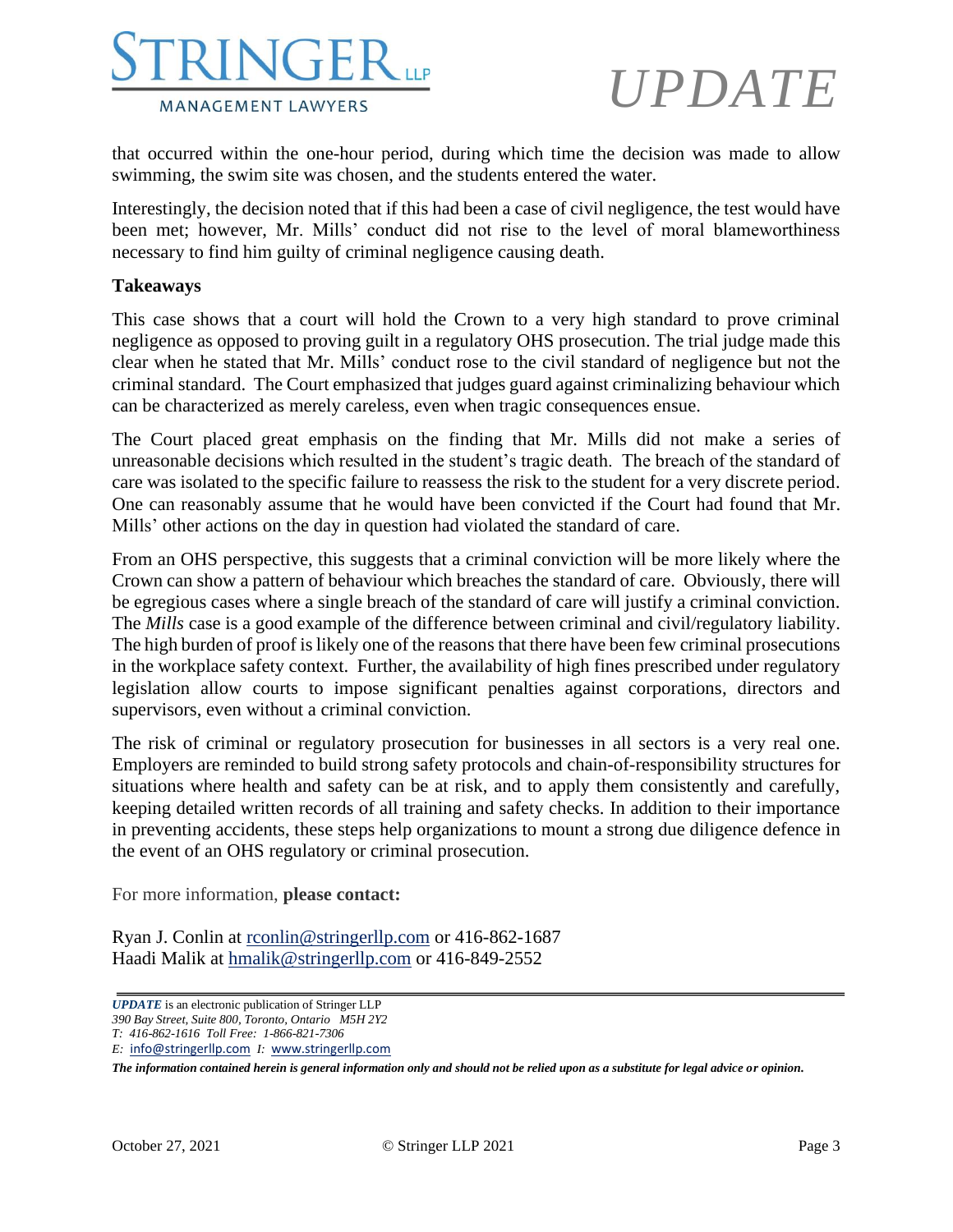that occurred within the one-hour period, during which time the decision was made to allow swimming, the swim site was chosen, and the students entered the water.

Interestingly, the decision noted that if this had been a case of civil negligence, the test would have been met; however, Mr. Mills' conduct did not rise to the level of moral blameworthiness necessary to find him guilty of criminal negligence causing death.

**Takeaways**

This case shows that a court will hold the Crown to a very high standard to prove criminal negligence as opposed to proving guilt in a regulatory OHS prosecution. The trial judge made this clear when he stated that Mr. Mills' conduct rose to the civil standard of negligence but not the criminal standard. The Court emphasized that judges guard against criminalizing behaviour which can be characterized as merely careless, even when tragic consequences ensue.

The Court placed great emphasis on the finding that Mr. Mills did not make a series of unreasonable decisions which resulted in the student's tragic death. The breach of the standard of care was isolated to the specific failure to reassess the risk to the student for a very discrete period. One can reasonably assume that he would have been convicted if the Court had found that Mr. Mills' other actions on the day in question had violated the standard of care.

From an OHS perspective, this suggests that a criminal conviction will be more likely where the Crown can show a pattern of behaviour which breaches the standard of care. Obviously, there will be egregious cases where a single breach of the standard of care will justify a criminal conviction. The *Mills* case is a good example of the difference between criminal and civil/regulatory liability. The high burden of proof is likely one of the reasons that there have been few criminal prosecutions in the workplace safety context. Further, the availability of high fines prescribed under regulatory legislation allow courts to impose significant penalties against corporations, directors and supervisors, even without a criminal conviction.

The risk of criminal or regulatory prosecution for businesses in all sectors is a very real one. Employers are reminded to build strong safety protocols and chain-of-responsibility structures for situations where health and safety can be at risk, and to apply them consistently and carefully, keeping detailed written records of all training and safety checks. In addition to their importance in preventing accidents, these steps help organizations to mount a strong due diligence defence in the event of an OHS regulatory or criminal prosecution.

For more information, **please contact:**

Ryan J. Conlin at rconlin@stringerllp.com or 416-862-1687
Haadi Malik at hmalik@stringerllp.com or 416-849-2552

---

***UPDATE*** is an electronic publication of Stringer LLP
*390 Bay Street, Suite 800, Toronto, Ontario M5H 2Y2*
*T: 416-862-1616 Toll Free: 1-866-821-7306*
*E:* info@stringerllp.com *I:* www.stringerllp.com

***The information contained herein is general information only and should not be relied upon as a substitute for legal advice or opinion.***

October 27, 2021 © Stringer LLP 2021